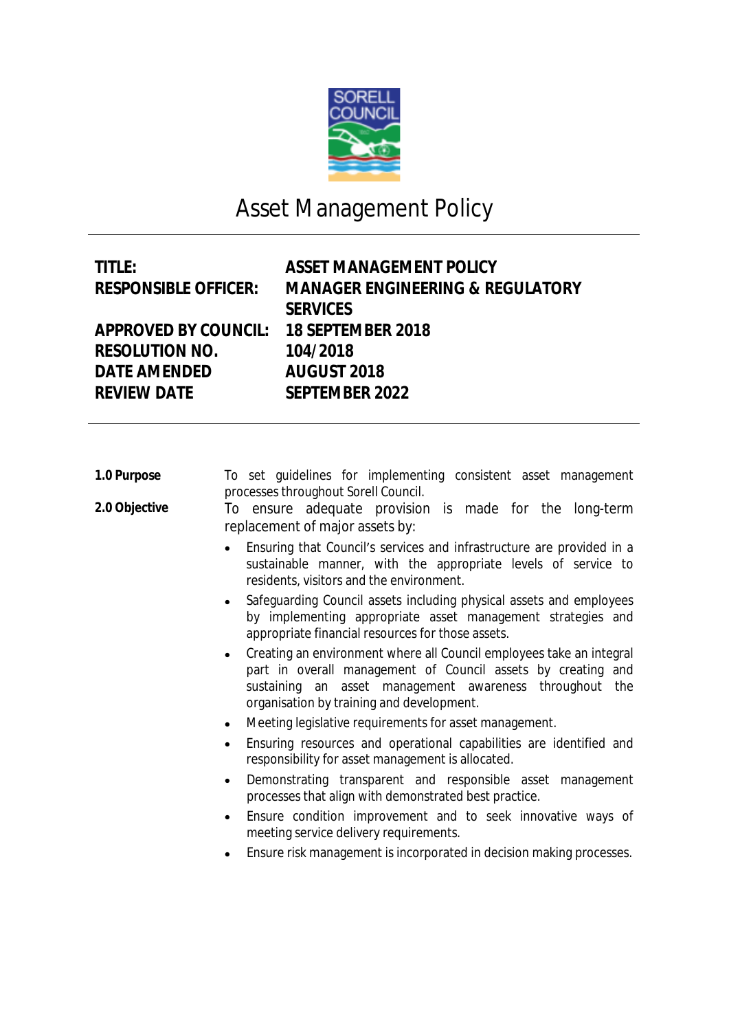# Asset Management Policy

| | |
|---|---|
| **TITLE:** | **ASSET MANAGEMENT POLICY** |
| **RESPONSIBLE OFFICER:** | **MANAGER ENGINEERING & REGULATORY SERVICES** |
| **APPROVED BY COUNCIL:** | **18 SEPTEMBER 2018** |
| **RESOLUTION NO.** | **104/2018** |
| **DATE AMENDED** | **AUGUST 2018** |
| **REVIEW DATE** | **SEPTEMBER 2022** |

**1.0 Purpose**

To set guidelines for implementing consistent asset management processes throughout Sorell Council.

**2.0 Objective**

To ensure adequate provision is made for the long-term replacement of major assets by:

- Ensuring that Council's services and infrastructure are provided in a sustainable manner, with the appropriate levels of service to residents, visitors and the environment.
- Safeguarding Council assets including physical assets and employees by implementing appropriate asset management strategies and appropriate financial resources for those assets.
- Creating an environment where all Council employees take an integral part in overall management of Council assets by creating and sustaining an asset management awareness throughout the organisation by training and development.
- Meeting legislative requirements for asset management.
- Ensuring resources and operational capabilities are identified and responsibility for asset management is allocated.
- Demonstrating transparent and responsible asset management processes that align with demonstrated best practice.
- Ensure condition improvement and to seek innovative ways of meeting service delivery requirements.
- Ensure risk management is incorporated in decision making processes.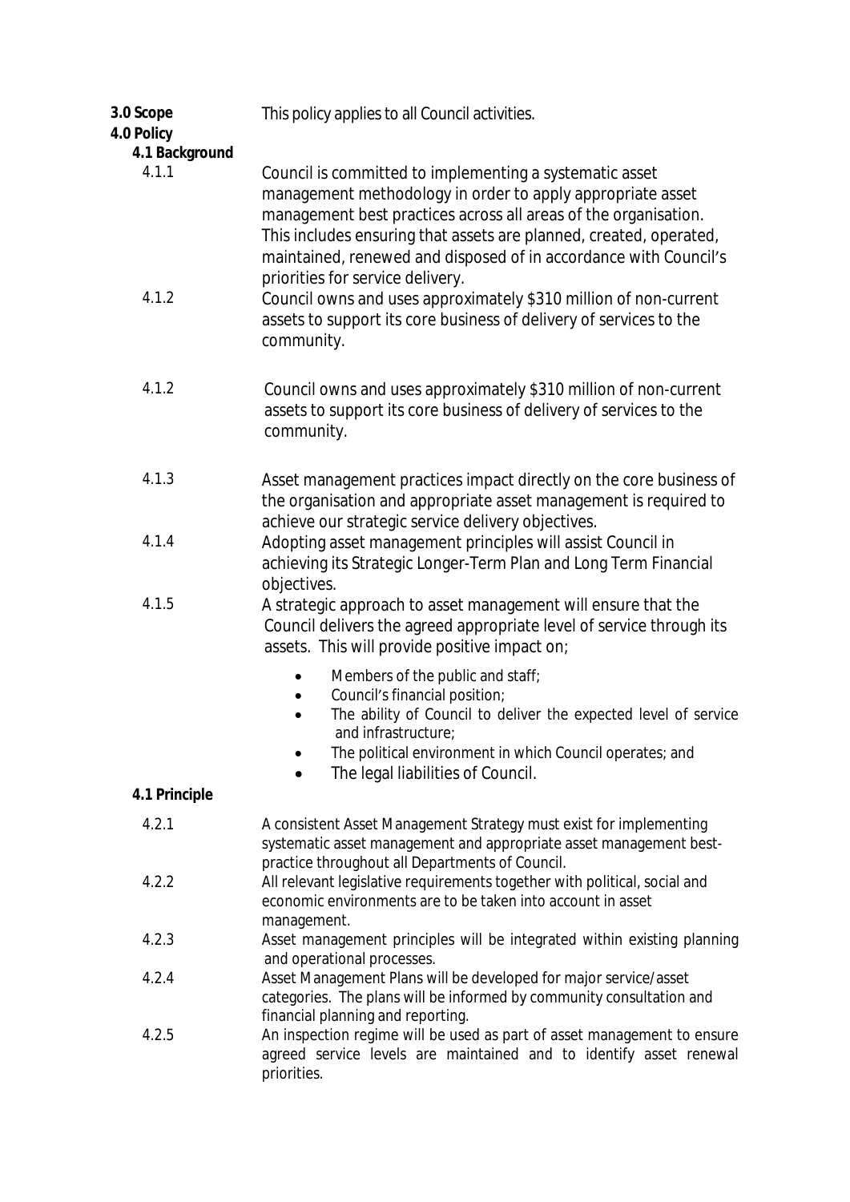**3.0 Scope** This policy applies to all Council activities.

**4.0 Policy**

**4.1 Background**

4.1.1 Council is committed to implementing a systematic asset management methodology in order to apply appropriate asset management best practices across all areas of the organisation. This includes ensuring that assets are planned, created, operated, maintained, renewed and disposed of in accordance with Council's priorities for service delivery.

4.1.2 Council owns and uses approximately $310 million of non-current assets to support its core business of delivery of services to the community.

4.1.2 Council owns and uses approximately $310 million of non-current assets to support its core business of delivery of services to the community.

4.1.3 Asset management practices impact directly on the core business of the organisation and appropriate asset management is required to achieve our strategic service delivery objectives.

4.1.4 Adopting asset management principles will assist Council in achieving its Strategic Longer-Term Plan and Long Term Financial objectives.

4.1.5 A strategic approach to asset management will ensure that the Council delivers the agreed appropriate level of service through its assets. This will provide positive impact on;

- Members of the public and staff;
- Council's financial position;
- The ability of Council to deliver the expected level of service and infrastructure;
- The political environment in which Council operates; and
- The legal liabilities of Council.

**4.1 Principle**

4.2.1 A consistent Asset Management Strategy must exist for implementing systematic asset management and appropriate asset management best-practice throughout all Departments of Council.

4.2.2 All relevant legislative requirements together with political, social and economic environments are to be taken into account in asset management.

4.2.3 Asset management principles will be integrated within existing planning and operational processes.

4.2.4 Asset Management Plans will be developed for major service/asset categories. The plans will be informed by community consultation and financial planning and reporting.

4.2.5 An inspection regime will be used as part of asset management to ensure agreed service levels are maintained and to identify asset renewal priorities.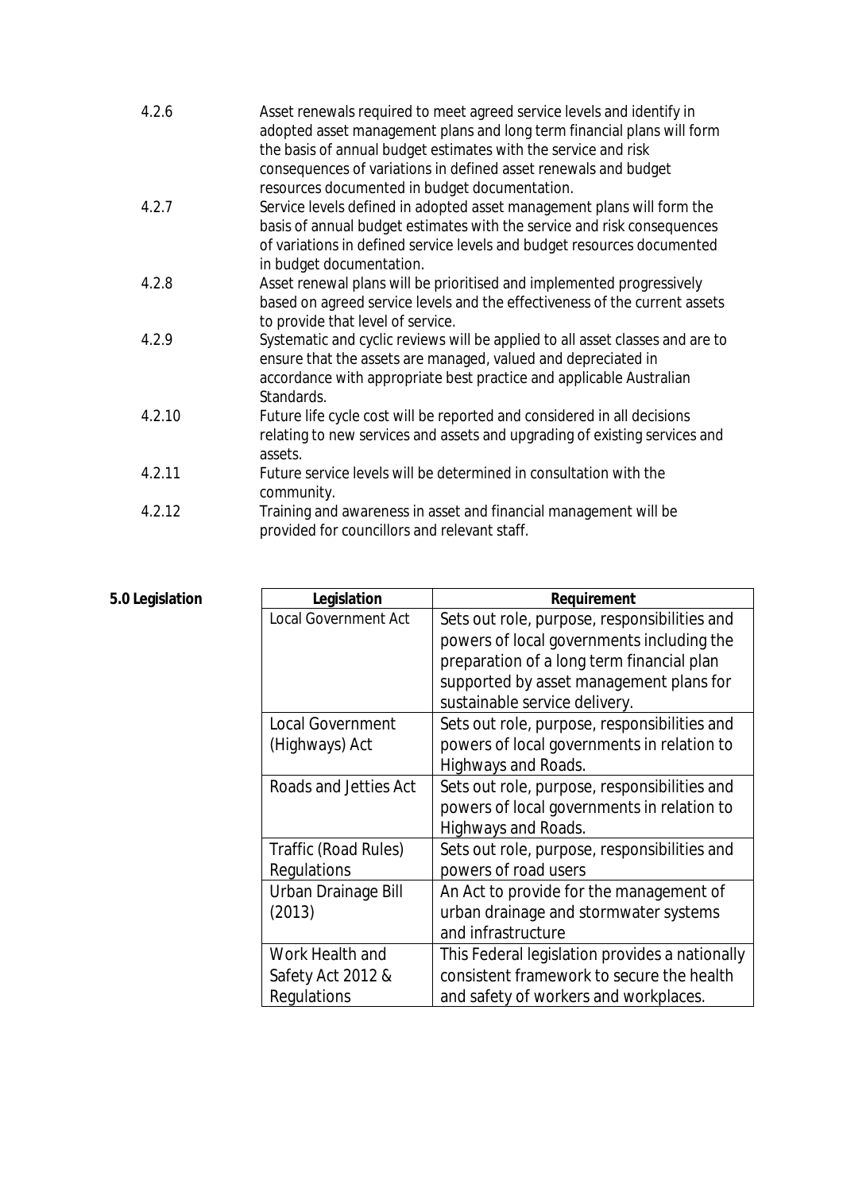4.2.6 Asset renewals required to meet agreed service levels and identify in adopted asset management plans and long term financial plans will form the basis of annual budget estimates with the service and risk consequences of variations in defined asset renewals and budget resources documented in budget documentation.

4.2.7 Service levels defined in adopted asset management plans will form the basis of annual budget estimates with the service and risk consequences of variations in defined service levels and budget resources documented in budget documentation.

4.2.8 Asset renewal plans will be prioritised and implemented progressively based on agreed service levels and the effectiveness of the current assets to provide that level of service.

4.2.9 Systematic and cyclic reviews will be applied to all asset classes and are to ensure that the assets are managed, valued and depreciated in accordance with appropriate best practice and applicable Australian Standards.

4.2.10 Future life cycle cost will be reported and considered in all decisions relating to new services and assets and upgrading of existing services and assets.

4.2.11 Future service levels will be determined in consultation with the community.

4.2.12 Training and awareness in asset and financial management will be provided for councillors and relevant staff.

## 5.0 Legislation

| Legislation | Requirement |
|---|---|
| Local Government Act | Sets out role, purpose, responsibilities and powers of local governments including the preparation of a long term financial plan supported by asset management plans for sustainable service delivery. |
| Local Government (Highways) Act | Sets out role, purpose, responsibilities and powers of local governments in relation to Highways and Roads. |
| Roads and Jetties Act | Sets out role, purpose, responsibilities and powers of local governments in relation to Highways and Roads. |
| Traffic (Road Rules) Regulations | Sets out role, purpose, responsibilities and powers of road users |
| Urban Drainage Bill (2013) | An Act to provide for the management of urban drainage and stormwater systems and infrastructure |
| Work Health and Safety Act 2012 & Regulations | This Federal legislation provides a nationally consistent framework to secure the health and safety of workers and workplaces. |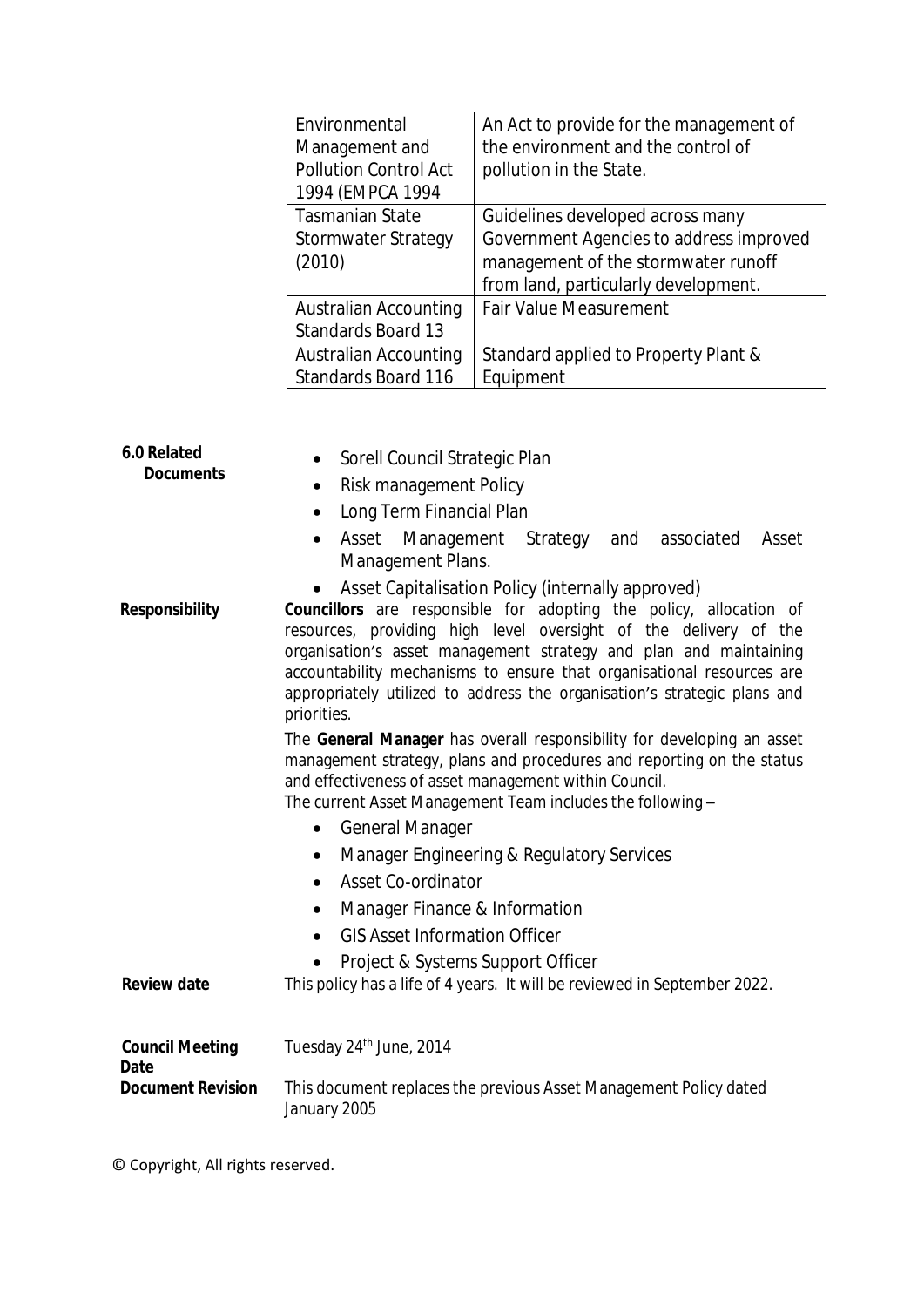| | |
|---|---|
| Environmental Management and Pollution Control Act 1994 (EMPCA 1994 | An Act to provide for the management of the environment and the control of pollution in the State. |
| Tasmanian State Stormwater Strategy (2010) | Guidelines developed across many Government Agencies to address improved management of the stormwater runoff from land, particularly development. |
| Australian Accounting Standards Board 13 | Fair Value Measurement |
| Australian Accounting Standards Board 116 | Standard applied to Property Plant & Equipment |

**6.0 Related Documents**

- Sorell Council Strategic Plan
- Risk management Policy
- Long Term Financial Plan
- Asset Management Strategy and associated Asset Management Plans.
- Asset Capitalisation Policy (internally approved)

**Responsibility**

**Councillors** are responsible for adopting the policy, allocation of resources, providing high level oversight of the delivery of the organisation's asset management strategy and plan and maintaining accountability mechanisms to ensure that organisational resources are appropriately utilized to address the organisation's strategic plans and priorities.

The **General Manager** has overall responsibility for developing an asset management strategy, plans and procedures and reporting on the status and effectiveness of asset management within Council.

The current Asset Management Team includes the following –

- General Manager
- Manager Engineering & Regulatory Services
- Asset Co-ordinator
- Manager Finance & Information
- GIS Asset Information Officer
- Project & Systems Support Officer

**Review date**

This policy has a life of 4 years. It will be reviewed in September 2022.

**Council Meeting Date**

Tuesday 24th June, 2014

**Document Revision**

This document replaces the previous Asset Management Policy dated January 2005

© Copyright, All rights reserved.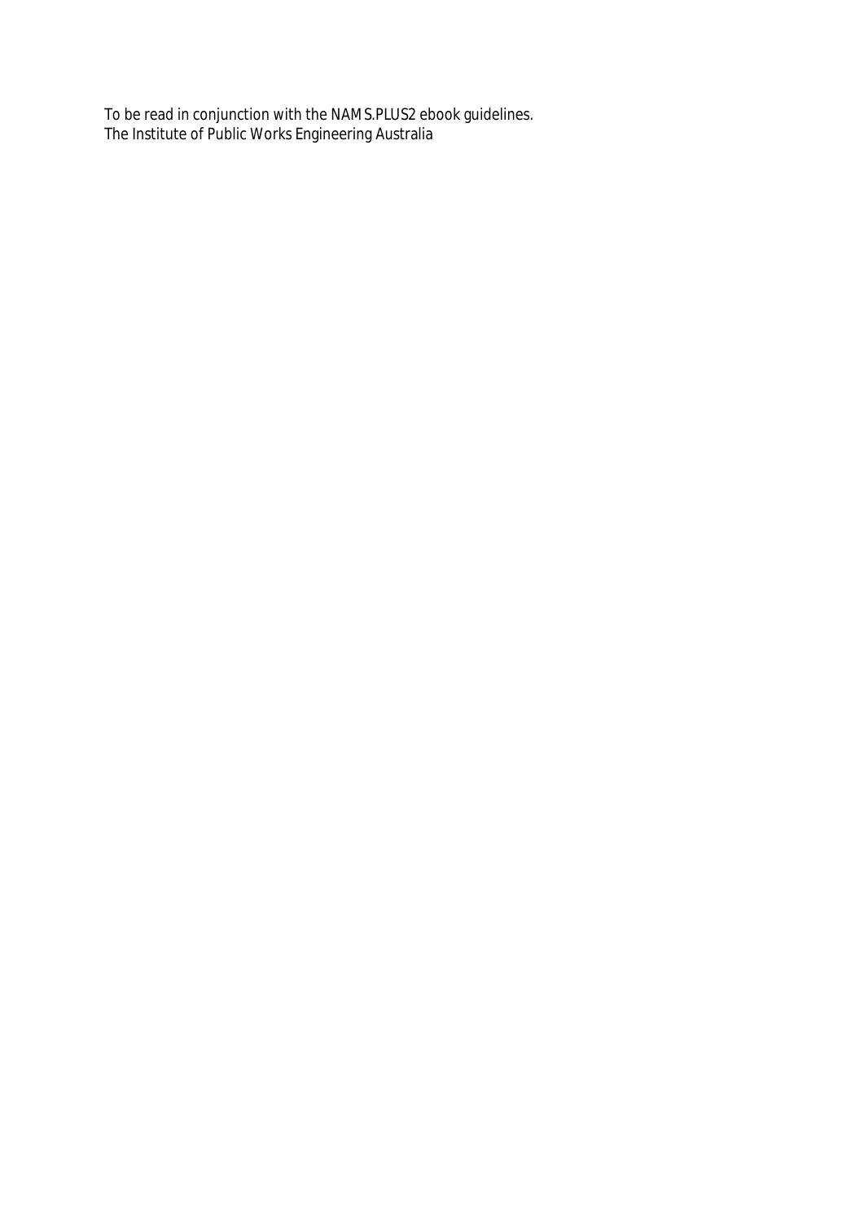To be read in conjunction with the NAMS.PLUS2 ebook guidelines.
The Institute of Public Works Engineering Australia